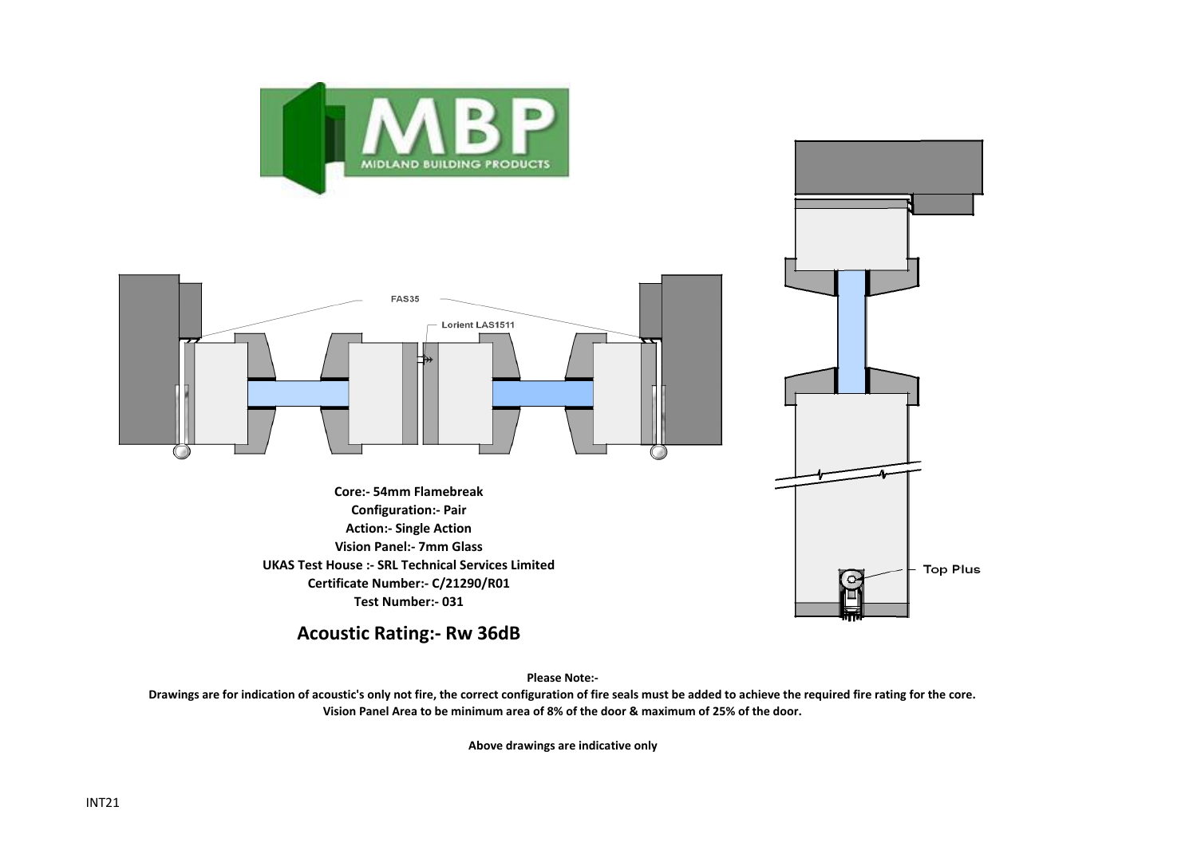FAS35

Lorient LAS1511

Top Plus

**Core:- 54mm Flamebreak**
**Configuration:- Pair**
**Action:- Single Action**
**Vision Panel:- 7mm Glass**
**UKAS Test House :- SRL Technical Services Limited**
**Certificate Number:- C/21290/R01**
**Test Number:- 031**

## Acoustic Rating:- Rw 36dB

**Please Note:-**

**Drawings are for indication of acoustic's only not fire, the correct configuration of fire seals must be added to achieve the required fire rating for the core.**
**Vision Panel Area to be minimum area of 8% of the door & maximum of 25% of the door.**

**Above drawings are indicative only**

INT21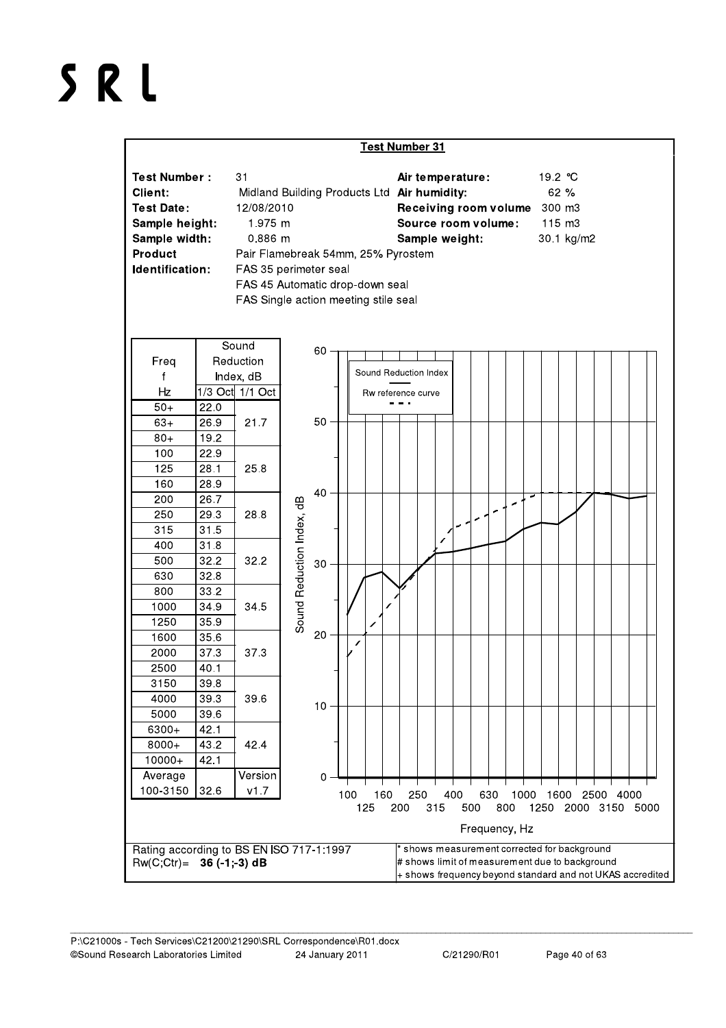SRL

**Test Number 31**

**Test Number :** 31
**Client:** Midland Building Products Ltd
**Test Date:** 12/08/2010
**Sample height:** 1.975 m
**Sample width:** 0.886 m
**Product Identification:** Pair Flamebreak 54mm, 25% Pyrostem
FAS 35 perimeter seal
FAS 45 Automatic drop-down seal
FAS Single action meeting stile seal

**Air temperature:** 19.2 °C
**Air humidity:** 62 %
**Receiving room volume** 300 m3
**Source room volume:** 115 m3
**Sample weight:** 30.1 kg/m2

| Freq f Hz | Sound Reduction Index, dB 1/3 Oct | 1/1 Oct |
|---|---|---|
| 50+ | 22.0 | |
| 63+ | 26.9 | 21.7 |
| 80+ | 19.2 | |
| 100 | 22.9 | |
| 125 | 28.1 | 25.8 |
| 160 | 28.9 | |
| 200 | 26.7 | |
| 250 | 29.3 | 28.8 |
| 315 | 31.5 | |
| 400 | 31.8 | |
| 500 | 32.2 | 32.2 |
| 630 | 32.8 | |
| 800 | 33.2 | |
| 1000 | 34.9 | 34.5 |
| 1250 | 35.9 | |
| 1600 | 35.6 | |
| 2000 | 37.3 | 37.3 |
| 2500 | 40.1 | |
| 3150 | 39.8 | |
| 4000 | 39.3 | 39.6 |
| 5000 | 39.6 | |
| 6300+ | 42.1 | |
| 8000+ | 43.2 | 42.4 |
| 10000+ | 42.1 | |
| Average 100-3150 | 32.6 | Version v1.7 |

Sound Reduction Index
Rw reference curve

Sound Reduction Index, dB
60
50
40
30
20
10
0

100 125 160 200 250 315 400 500 630 800 1000 1250 1600 2000 2500 3150 4000 5000

Frequency, Hz

Rating according to BS EN ISO 717-1:1997
Rw(C;Ctr)= **36 (-1;-3) dB**

\* shows measurement corrected for background
# shows limit of measurement due to background
\+ shows frequency beyond standard and not UKAS accredited

P:\C21000s - Tech Services\C21200\21290\SRL Correspondence\R01.docx
©Sound Research Laboratories Limited 24 January 2011 C/21290/R01